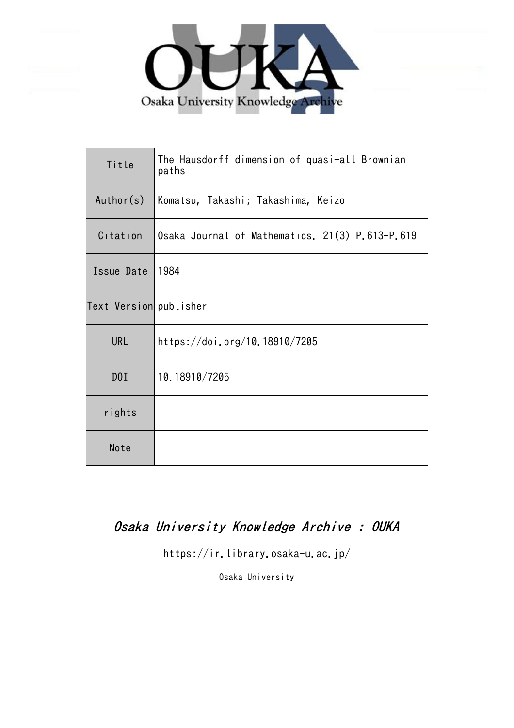Osaka University Knowledge Archive

| Title | The Hausdorff dimension of quasi-all Brownian paths |
| --- | --- |
| Author(s) | Komatsu, Takashi; Takashima, Keizo |
| Citation | Osaka Journal of Mathematics. 21(3) P.613-P.619 |
| Issue Date | 1984 |
| Text Version | publisher |
| URL | https://doi.org/10.18910/7205 |
| DOI | 10.18910/7205 |
| rights | |
| Note | |

*Osaka University Knowledge Archive : OUKA*

https://ir.library.osaka-u.ac.jp/

Osaka University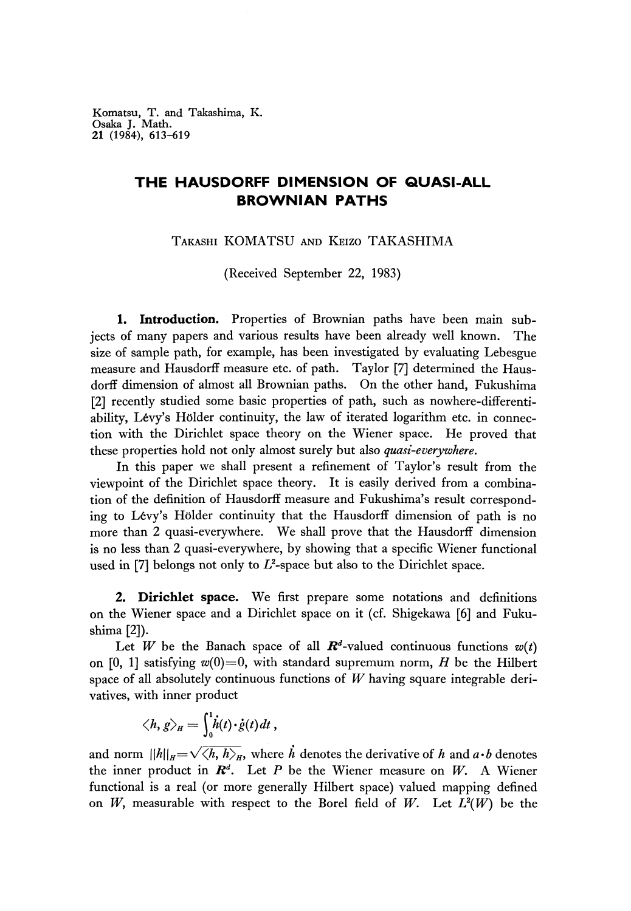Komatsu, T. and Takashima, K.
Osaka J. Math.
21 (1984), 613–619

# THE HAUSDORFF DIMENSION OF QUASI-ALL BROWNIAN PATHS

TAKASHI KOMATSU AND KEIZO TAKASHIMA

(Received September 22, 1983)

**1. Introduction.** Properties of Brownian paths have been main subjects of many papers and various results have been already well known. The size of sample path, for example, has been investigated by evaluating Lebesgue measure and Hausdorff measure etc. of path. Taylor [7] determined the Hausdorff dimension of almost all Brownian paths. On the other hand, Fukushima [2] recently studied some basic properties of path, such as nowhere-differentiability, Lévy's Hölder continuity, the law of iterated logarithm etc. in connection with the Dirichlet space theory on the Wiener space. He proved that these properties hold not only almost surely but also *quasi-everywhere*.

In this paper we shall present a refinement of Taylor's result from the viewpoint of the Dirichlet space theory. It is easily derived from a combination of the definition of Hausdorff measure and Fukushima's result corresponding to Lévy's Hölder continuity that the Hausdorff dimension of path is no more than 2 quasi-everywhere. We shall prove that the Hausdorff dimension is no less than 2 quasi-everywhere, by showing that a specific Wiener functional used in [7] belongs not only to $L^2$-space but also to the Dirichlet space.

**2. Dirichlet space.** We first prepare some notations and definitions on the Wiener space and a Dirichlet space on it (cf. Shigekawa [6] and Fukushima [2]).

Let $W$ be the Banach space of all $\boldsymbol{R}^d$-valued continuous functions $w(t)$ on $[0, 1]$ satisfying $w(0)=0$, with standard supremum norm, $H$ be the Hilbert space of all absolutely continuous functions of $W$ having square integrable derivatives, with inner product

$$\langle h, g \rangle_H = \int_0^1 \dot{h}(t) \cdot \dot{g}(t) \, dt ,$$

and norm $\|h\|_H = \sqrt{\langle h, h \rangle_H}$, where $\dot{h}$ denotes the derivative of $h$ and $a \cdot b$ denotes the inner product in $\boldsymbol{R}^d$. Let $P$ be the Wiener measure on $W$. A Wiener functional is a real (or more generally Hilbert space) valued mapping defined on $W$, measurable with respect to the Borel field of $W$. Let $L^2(W)$ be the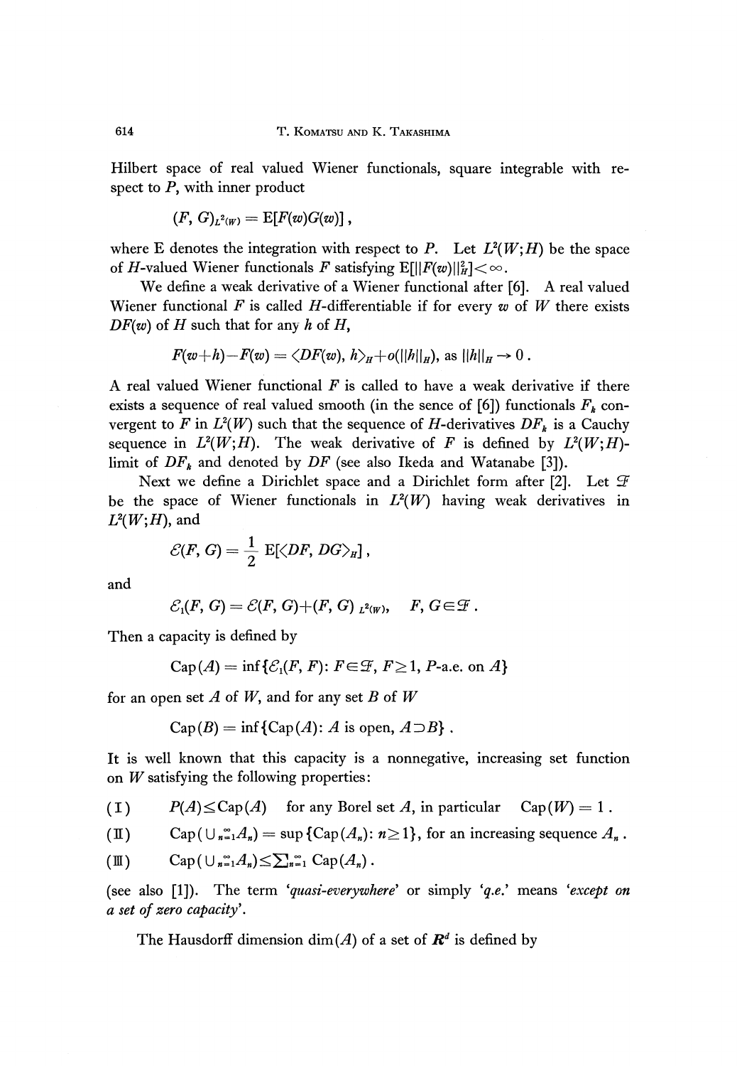Hilbert space of real valued Wiener functionals, square integrable with respect to $P$, with inner product

$$(F, G)_{L^2(W)} = \mathrm{E}[F(w)G(w)],$$

where E denotes the integration with respect to $P$. Let $L^2(W;H)$ be the space of $H$-valued Wiener functionals $F$ satisfying $\mathrm{E}[\|F(w)\|_H^2]<\infty$.

We define a weak derivative of a Wiener functional after [6]. A real valued Wiener functional $F$ is called $H$-differentiable if for every $w$ of $W$ there exists $DF(w)$ of $H$ such that for any $h$ of $H$,

$$F(w+h)-F(w) = \langle DF(w), h\rangle_H + o(\|h\|_H), \text{ as } \|h\|_H \to 0.$$

A real valued Wiener functional $F$ is called to have a weak derivative if there exists a sequence of real valued smooth (in the sence of [6]) functionals $F_k$ convergent to $F$ in $L^2(W)$ such that the sequence of $H$-derivatives $DF_k$ is a Cauchy sequence in $L^2(W;H)$. The weak derivative of $F$ is defined by $L^2(W;H)$-limit of $DF_k$ and denoted by $DF$ (see also Ikeda and Watanabe [3]).

Next we define a Dirichlet space and a Dirichlet form after [2]. Let $\mathcal{F}$ be the space of Wiener functionals in $L^2(W)$ having weak derivatives in $L^2(W;H)$, and

$$\mathcal{E}(F, G) = \frac{1}{2}\mathrm{E}[\langle DF, DG\rangle_H],$$

and

$$\mathcal{E}_1(F, G) = \mathcal{E}(F, G) + (F, G)_{L^2(W)}, \quad F, G \in \mathcal{F}.$$

Then a capacity is defined by

$$\mathrm{Cap}(A) = \inf\{\mathcal{E}_1(F, F) \colon F\in\mathcal{F},\ F\geq 1,\ P\text{-a.e. on } A\}$$

for an open set $A$ of $W$, and for any set $B$ of $W$

$$\mathrm{Cap}(B) = \inf\{\mathrm{Cap}(A) \colon A \text{ is open}, A\supset B\}.$$

It is well known that this capacity is a nonnegative, increasing set function on $W$ satisfying the following properties:

(I) $P(A)\leq \mathrm{Cap}(A)$ for any Borel set $A$, in particular $\mathrm{Cap}(W)=1$.

(II) $\mathrm{Cap}(\cup_{n=1}^{\infty} A_n) = \sup\{\mathrm{Cap}(A_n) \colon n\geq 1\}$, for an increasing sequence $A_n$.

(III) $\mathrm{Cap}(\cup_{n=1}^{\infty} A_n) \leq \sum_{n=1}^{\infty}\mathrm{Cap}(A_n)$.

(see also [1]). The term *'quasi-everywhere'* or simply *'q.e.'* means *'except on a set of zero capacity'*.

The Hausdorff dimension $\dim(A)$ of a set of $\boldsymbol{R}^d$ is defined by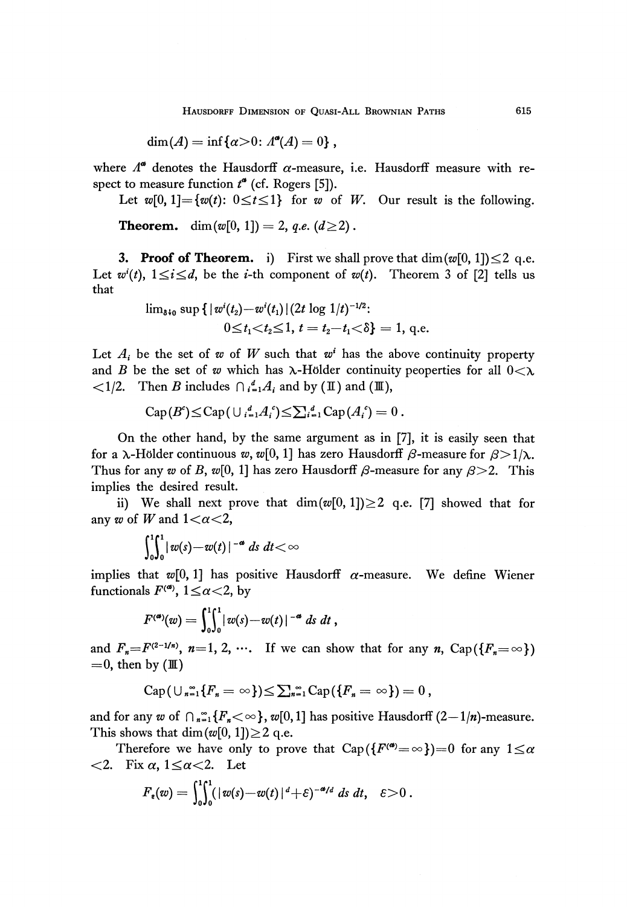$$\dim(A) = \inf\{\alpha > 0 \colon \Lambda^{\alpha}(A) = 0\}\,,$$

where $\Lambda^{\alpha}$ denotes the Hausdorff $\alpha$-measure, i.e. Hausdorff measure with respect to measure function $t^{\alpha}$ (cf. Rogers [5]).

Let $w[0, 1] = \{w(t) \colon 0 \leq t \leq 1\}$ for $w$ of $W$. Our result is the following.

**Theorem.** $\dim(w[0, 1]) = 2$, *q.e.* $(d \geq 2)$.

**3. Proof of Theorem.** i) First we shall prove that $\dim(w[0, 1]) \leq 2$ q.e. Let $w^i(t)$, $1 \leq i \leq d$, be the $i$-th component of $w(t)$. Theorem 3 of [2] tells us that

$$\lim_{\delta \downarrow 0} \sup\{|w^i(t_2) - w^i(t_1)|(2t \log 1/t)^{-1/2} \colon \\ 0 \leq t_1 < t_2 \leq 1,\ t = t_2 - t_1 < \delta\} = 1, \text{ q.e.}$$

Let $A_i$ be the set of $w$ of $W$ such that $w^i$ has the above continuity property and $B$ be the set of $w$ which has $\lambda$-Hölder continuity peoperties for all $0 < \lambda < 1/2$. Then $B$ includes $\cap_{i=1}^{d} A_i$ and by (II) and (III),

$$\mathrm{Cap}(B^c) \leq \mathrm{Cap}(\cup_{i=1}^{d} A_i^c) \leq \textstyle\sum_{i=1}^{d} \mathrm{Cap}(A_i^c) = 0\,.$$

On the other hand, by the same argument as in [7], it is easily seen that for a $\lambda$-Hölder continuous $w$, $w[0, 1]$ has zero Hausdorff $\beta$-measure for $\beta > 1/\lambda$. Thus for any $w$ of $B$, $w[0, 1]$ has zero Hausdorff $\beta$-measure for any $\beta > 2$. This implies the desired result.

ii) We shall next prove that $\dim(w[0, 1]) \geq 2$ q.e. [7] showed that for any $w$ of $W$ and $1 < \alpha < 2$,

$$\int_0^1 \int_0^1 |w(s) - w(t)|^{-\alpha}\, ds\, dt < \infty$$

implies that $w[0, 1]$ has positive Hausdorff $\alpha$-measure. We define Wiener functionals $F^{(\alpha)}$, $1 \leq \alpha < 2$, by

$$F^{(\alpha)}(w) = \int_0^1 \int_0^1 |w(s) - w(t)|^{-\alpha}\, ds\, dt\,,$$

and $F_n = F^{(2-1/n)}$, $n = 1, 2, \cdots$. If we can show that for any $n$, $\mathrm{Cap}(\{F_n = \infty\}) = 0$, then by (III)

$$\mathrm{Cap}(\cup_{n=1}^{\infty} \{F_n = \infty\}) \leq \textstyle\sum_{n=1}^{\infty} \mathrm{Cap}(\{F_n = \infty\}) = 0\,,$$

and for any $w$ of $\cap_{n=1}^{\infty} \{F_n < \infty\}$, $w[0, 1]$ has positive Hausdorff $(2 - 1/n)$-measure. This shows that $\dim(w[0, 1]) \geq 2$ q.e.

Therefore we have only to prove that $\mathrm{Cap}(\{F^{(\alpha)} = \infty\}) = 0$ for any $1 \leq \alpha < 2$. Fix $\alpha$, $1 \leq \alpha < 2$. Let

$$F_{\varepsilon}(w) = \int_0^1 \int_0^1 (|w(s) - w(t)|^d + \varepsilon)^{-\alpha/d}\, ds\, dt, \quad \varepsilon > 0\,.$$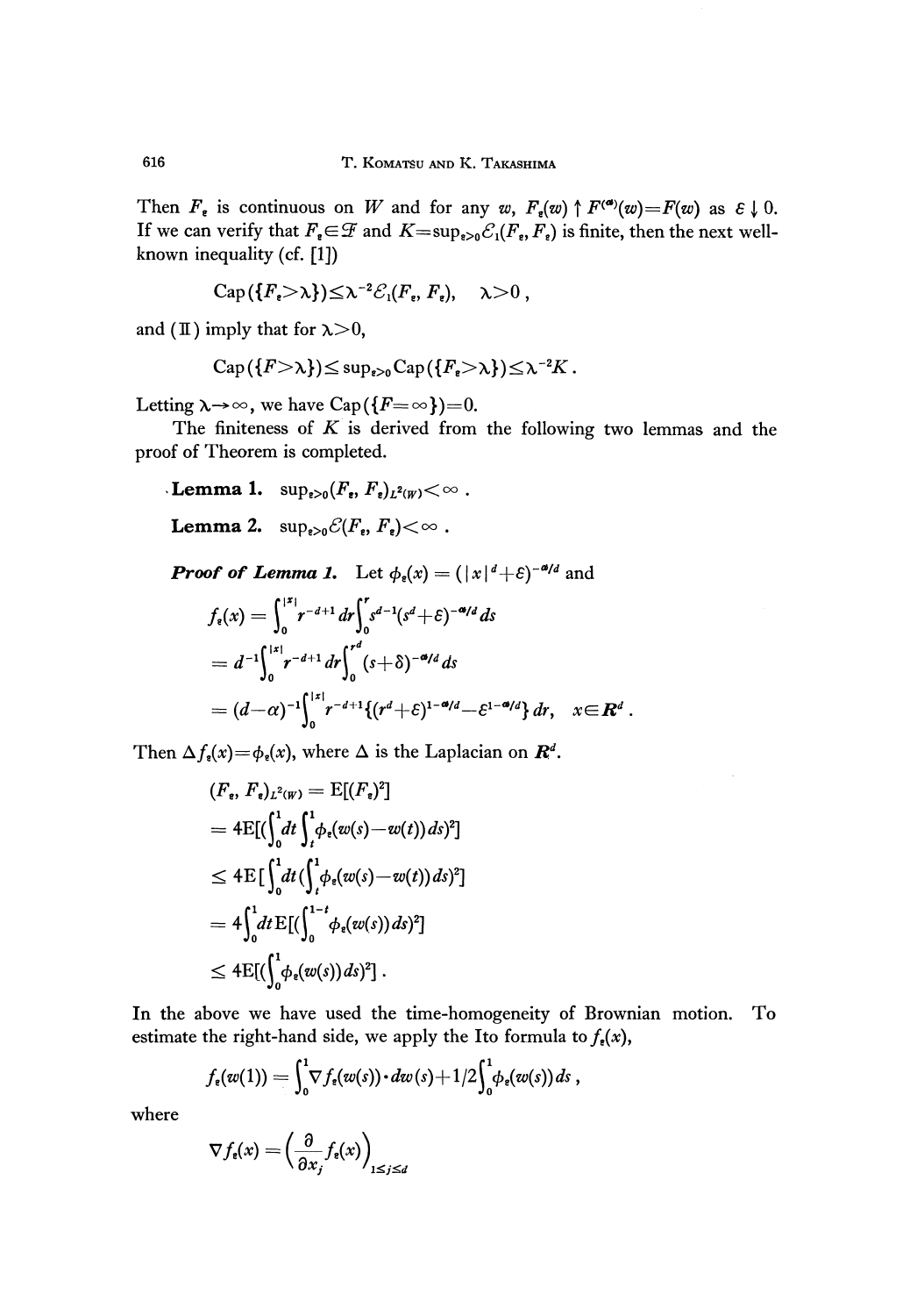Then $F_\varepsilon$ is continuous on $W$ and for any $w$, $F_\varepsilon(w) \uparrow F^{(\alpha)}(w) = F(w)$ as $\varepsilon \downarrow 0$. If we can verify that $F_\varepsilon \in \mathcal{F}$ and $K = \sup_{\varepsilon>0} \mathcal{E}_1(F_\varepsilon, F_\varepsilon)$ is finite, then the next well-known inequality (cf. [1])

$$\mathrm{Cap}(\{F_\varepsilon > \lambda\}) \leq \lambda^{-2} \mathcal{E}_1(F_\varepsilon, F_\varepsilon), \quad \lambda > 0,$$

and (II) imply that for $\lambda > 0$,

$$\mathrm{Cap}(\{F > \lambda\}) \leq \sup_{\varepsilon>0} \mathrm{Cap}(\{F_\varepsilon > \lambda\}) \leq \lambda^{-2} K.$$

Letting $\lambda \to \infty$, we have $\mathrm{Cap}(\{F = \infty\}) = 0$.

The finiteness of $K$ is derived from the following two lemmas and the proof of Theorem is completed.

**Lemma 1.** $\sup_{\varepsilon>0} (F_\varepsilon, F_\varepsilon)_{L^2(W)} < \infty$.

**Lemma 2.** $\sup_{\varepsilon>0} \mathcal{E}(F_\varepsilon, F_\varepsilon) < \infty$.

***Proof of Lemma 1.*** Let $\phi_\varepsilon(x) = (|x|^d + \varepsilon)^{-\alpha/d}$ and

$$\begin{aligned}
f_\varepsilon(x) &= \int_0^{|x|} r^{-d+1} dr \int_0^r s^{d-1}(s^d + \varepsilon)^{-\alpha/d} ds \\
&= d^{-1} \int_0^{|x|} r^{-d+1} dr \int_0^{r^d} (s + \delta)^{-\alpha/d} ds \\
&= (d - \alpha)^{-1} \int_0^{|x|} r^{-d+1} \{(r^d + \varepsilon)^{1-\alpha/d} - \varepsilon^{1-\alpha/d}\} dr, \quad x \in \boldsymbol{R}^d.
\end{aligned}$$

Then $\Delta f_\varepsilon(x) = \phi_\varepsilon(x)$, where $\Delta$ is the Laplacian on $\boldsymbol{R}^d$.

$$\begin{aligned}
(F_\varepsilon, F_\varepsilon)_{L^2(W)} &= \mathrm{E}[(F_\varepsilon)^2] \\
&= 4\mathrm{E}[(\int_0^1 dt \int_t^1 \phi_\varepsilon(w(s) - w(t))\, ds)^2] \\
&\leq 4\mathrm{E}[\int_0^1 dt (\int_t^1 \phi_\varepsilon(w(s) - w(t))\, ds)^2] \\
&= 4\int_0^1 dt\, \mathrm{E}[(\int_0^{1-t} \phi_\varepsilon(w(s))\, ds)^2] \\
&\leq 4\mathrm{E}[(\int_0^1 \phi_\varepsilon(w(s))\, ds)^2].
\end{aligned}$$

In the above we have used the time-homogeneity of Brownian motion. To estimate the right-hand side, we apply the Ito formula to $f_\varepsilon(x)$,

$$f_\varepsilon(w(1)) = \int_0^1 \nabla f_\varepsilon(w(s)) \cdot dw(s) + 1/2 \int_0^1 \phi_\varepsilon(w(s))\, ds,$$

where

$$\nabla f_\varepsilon(x) = \left(\frac{\partial}{\partial x_j} f_\varepsilon(x)\right)_{1 \leq j \leq d}$$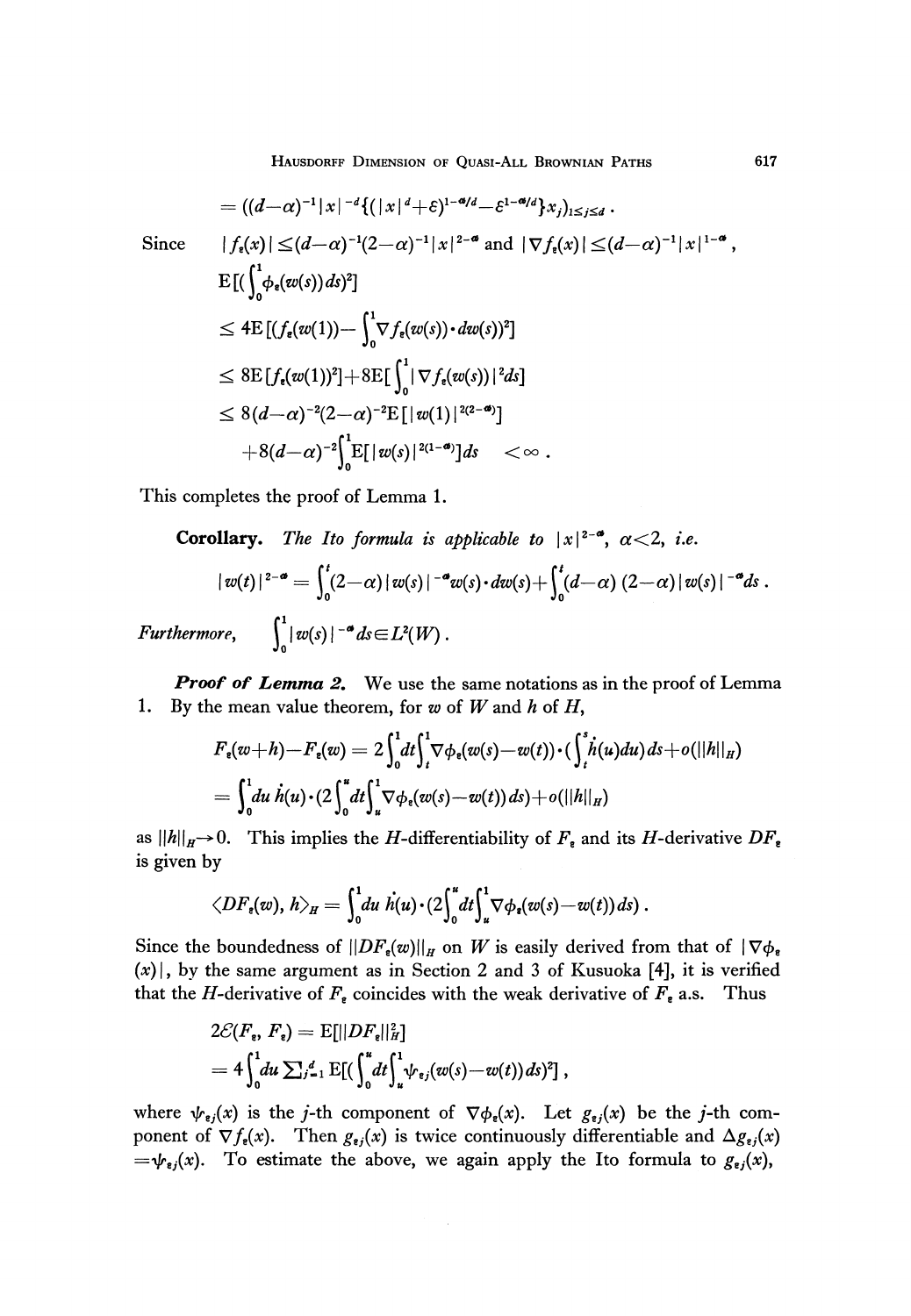$$= ((d-\alpha)^{-1}|x|^{-d}\{(|x|^d+\varepsilon)^{1-\alpha/d}-\varepsilon^{1-\alpha/d}\}x_j)_{1\le j\le d}\,.$$

Since $\quad |f_\varepsilon(x)|\le(d-\alpha)^{-1}(2-\alpha)^{-1}|x|^{2-\alpha}$ and $|\nabla f_\varepsilon(x)|\le(d-\alpha)^{-1}|x|^{1-\alpha}$,

$$\begin{aligned}
&\mathrm{E}[(\int_0^1\phi_\varepsilon(w(s))\,ds)^2]\\
&\le 4\mathrm{E}[(f_\varepsilon(w(1))-\int_0^1\nabla f_\varepsilon(w(s))\cdot dw(s))^2]\\
&\le 8\mathrm{E}[f_\varepsilon(w(1))^2]+8\mathrm{E}[\int_0^1|\nabla f_\varepsilon(w(s))|^2 ds]\\
&\le 8(d-\alpha)^{-2}(2-\alpha)^{-2}\mathrm{E}[|w(1)|^{2(2-\alpha)}]\\
&\quad +8(d-\alpha)^{-2}\int_0^1\mathrm{E}[|w(s)|^{2(1-\alpha)}]ds \quad <\infty\,.
\end{aligned}$$

This completes the proof of Lemma 1.

**Corollary.** *The Ito formula is applicable to $|x|^{2-\alpha}$, $\alpha<2$, i.e.*

$$|w(t)|^{2-\alpha}=\int_0^t(2-\alpha)|w(s)|^{-\alpha}w(s)\cdot dw(s)+\int_0^t(d-\alpha)\,(2-\alpha)|w(s)|^{-\alpha}ds\,.$$

*Furthermore,* $\quad \int_0^1|w(s)|^{-\alpha}ds\in L^2(W)$.

***Proof of Lemma 2.*** We use the same notations as in the proof of Lemma 1. By the mean value theorem, for $w$ of $W$ and $h$ of $H$,

$$\begin{aligned}
F_\varepsilon(w+h)-F_\varepsilon(w)&=2\int_0^1dt\int_t^1\nabla\phi_\varepsilon(w(s)-w(t))\cdot(\int_t^s\dot{h}(u)du)\,ds+o(\|h\|_H)\\
&=\int_0^1du\,\dot{h}(u)\cdot(2\int_0^u dt\int_u^1\nabla\phi_\varepsilon(w(s)-w(t))\,ds)+o(\|h\|_H)
\end{aligned}$$

as $\|h\|_H\to0$. This implies the $H$-differentiability of $F_\varepsilon$ and its $H$-derivative $DF_\varepsilon$ is given by

$$\langle DF_\varepsilon(w),h\rangle_H=\int_0^1du\,\dot{h}(u)\cdot(2\int_0^u dt\int_u^1\nabla\phi_\varepsilon(w(s)-w(t))\,ds)\,.$$

Since the boundedness of $\|DF_\varepsilon(w)\|_H$ on $W$ is easily derived from that of $|\nabla\phi_\varepsilon(x)|$, by the same argument as in Section 2 and 3 of Kusuoka [4], it is verified that the $H$-derivative of $F_\varepsilon$ coincides with the weak derivative of $F_\varepsilon$ a.s. Thus

$$\begin{aligned}
2\mathcal{E}(F_\varepsilon,F_\varepsilon)&=\mathrm{E}[\|DF_\varepsilon\|_H^2]\\
&=4\int_0^1du\sum_{j=1}^d\mathrm{E}[(\int_0^u dt\int_u^1\psi_{\varepsilon j}(w(s)-w(t))\,ds)^2]\,,
\end{aligned}$$

where $\psi_{\varepsilon j}(x)$ is the $j$-th component of $\nabla\phi_\varepsilon(x)$. Let $g_{\varepsilon j}(x)$ be the $j$-th component of $\nabla f_\varepsilon(x)$. Then $g_{\varepsilon j}(x)$ is twice continuously differentiable and $\Delta g_{\varepsilon j}(x)=\psi_{\varepsilon j}(x)$. To estimate the above, we again apply the Ito formula to $g_{\varepsilon j}(x)$,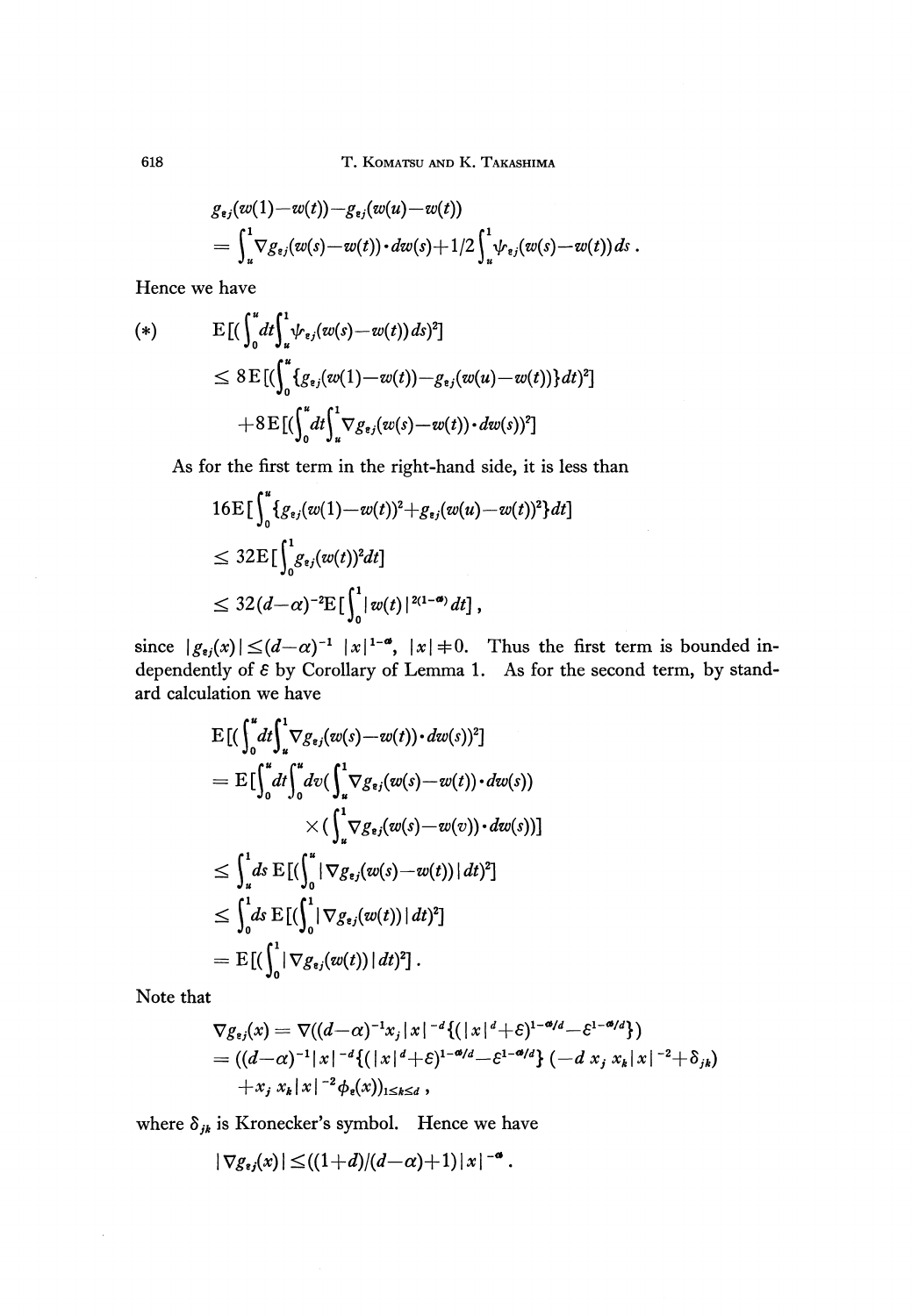$$g_{\varepsilon j}(w(1)-w(t))-g_{\varepsilon j}(w(u)-w(t))$$
$$=\int_u^1 \nabla g_{\varepsilon j}(w(s)-w(t))\cdot dw(s)+1/2\int_u^1 \psi_{\varepsilon j}(w(s)-w(t))\,ds\,.$$

Hence we have

$$(*)\qquad \mathrm{E}[(\int_0^u dt\int_u^1 \psi_{\varepsilon j}(w(s)-w(t))\,ds)^2]$$
$$\leq 8\,\mathrm{E}[(\int_0^u\{g_{\varepsilon j}(w(1)-w(t))-g_{\varepsilon j}(w(u)-w(t))\}dt)^2]$$
$$+8\,\mathrm{E}[(\int_0^u dt\int_u^1 \nabla g_{\varepsilon j}(w(s)-w(t))\cdot dw(s))^2]$$

As for the first term in the right-hand side, it is less than

$$16\mathrm{E}[\int_0^u\{g_{\varepsilon j}(w(1)-w(t))^2+g_{\varepsilon j}(w(u)-w(t))^2\}dt]$$
$$\leq 32\mathrm{E}[\int_0^1 g_{\varepsilon j}(w(t))^2 dt]$$
$$\leq 32(d-\alpha)^{-2}\mathrm{E}[\int_0^1 |w(t)|^{2(1-\alpha)}\,dt]\,,$$

since $|g_{\varepsilon j}(x)|\leq(d-\alpha)^{-1}\,|x|^{1-\alpha}$, $|x|\neq 0$. Thus the first term is bounded independently of $\varepsilon$ by Corollary of Lemma 1. As for the second term, by standard calculation we have

$$\mathrm{E}[(\int_0^u dt\int_u^1 \nabla g_{\varepsilon j}(w(s)-w(t))\cdot dw(s))^2]$$
$$=\mathrm{E}[\int_0^u dt\int_0^u dv(\int_u^1 \nabla g_{\varepsilon j}(w(s)-w(t))\cdot dw(s))$$
$$\times(\int_u^1 \nabla g_{\varepsilon j}(w(s)-w(v))\cdot dw(s))]$$
$$\leq\int_u^1 ds\,\mathrm{E}[(\int_0^u|\nabla g_{\varepsilon j}(w(s)-w(t))|\,dt)^2]$$
$$\leq\int_0^1 ds\,\mathrm{E}[(\int_0^1|\nabla g_{\varepsilon j}(w(t))|\,dt)^2]$$
$$=\mathrm{E}[(\int_0^1|\nabla g_{\varepsilon j}(w(t))|\,dt)^2]\,.$$

Note that

$$\nabla g_{\varepsilon j}(x)=\nabla((d-\alpha)^{-1}x_j|x|^{-d}\{(|x|^d+\varepsilon)^{1-\alpha/d}-\varepsilon^{1-\alpha/d}\})$$
$$=((d-\alpha)^{-1}|x|^{-d}\{(|x|^d+\varepsilon)^{1-\alpha/d}-\varepsilon^{1-\alpha/d}\}\,(-d\,x_j\,x_k|x|^{-2}+\delta_{jk})$$
$$+x_j\,x_k|x|^{-2}\phi_\varepsilon(x))_{1\leq k\leq d}\,,$$

where $\delta_{jk}$ is Kronecker's symbol. Hence we have

$$|\nabla g_{\varepsilon j}(x)|\leq((1+d)/(d-\alpha)+1)|x|^{-\alpha}\,.$$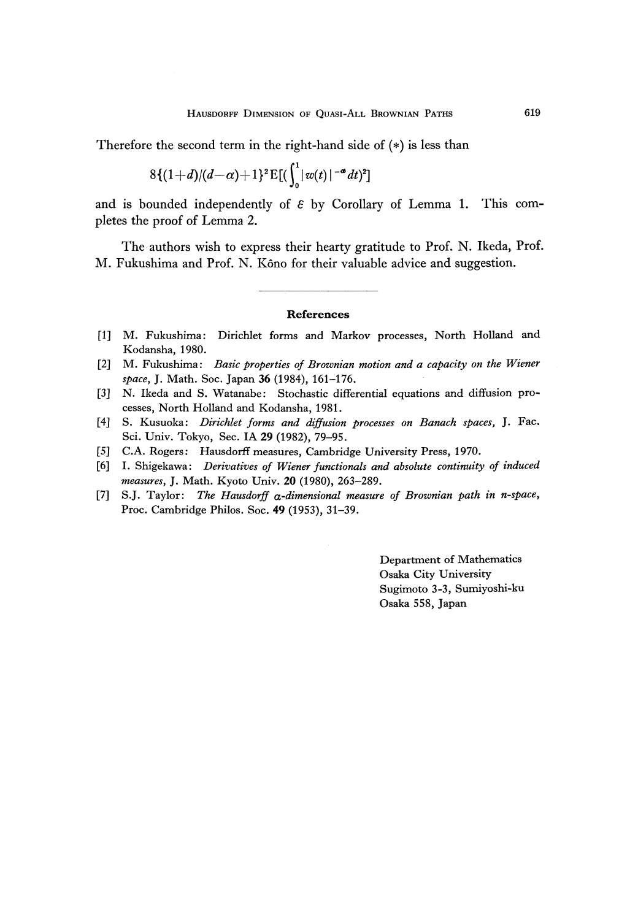Therefore the second term in the right-hand side of (*) is less than

$$8\{(1+d)/(d-\alpha)+1\}^2 \mathrm{E}[(\int_0^1 |w(t)|^{-\alpha} dt)^2]$$

and is bounded independently of $\varepsilon$ by Corollary of Lemma 1. This completes the proof of Lemma 2.

The authors wish to express their hearty gratitude to Prof. N. Ikeda, Prof. M. Fukushima and Prof. N. Kôno for their valuable advice and suggestion.

## References

[1] M. Fukushima: Dirichlet forms and Markov processes, North Holland and Kodansha, 1980.

[2] M. Fukushima: *Basic properties of Brownian motion and a capacity on the Wiener space*, J. Math. Soc. Japan **36** (1984), 161–176.

[3] N. Ikeda and S. Watanabe: Stochastic differential equations and diffusion processes, North Holland and Kodansha, 1981.

[4] S. Kusuoka: *Dirichlet forms and diffusion processes on Banach spaces*, J. Fac. Sci. Univ. Tokyo, Sec. IA **29** (1982), 79–95.

[5] C.A. Rogers: Hausdorff measures, Cambridge University Press, 1970.

[6] I. Shigekawa: *Derivatives of Wiener functionals and absolute continuity of induced measures*, J. Math. Kyoto Univ. **20** (1980), 263–289.

[7] S.J. Taylor: *The Hausdorff $\alpha$-dimensional measure of Brownian path in n-space*, Proc. Cambridge Philos. Soc. **49** (1953), 31–39.

Department of Mathematics
Osaka City University
Sugimoto 3-3, Sumiyoshi-ku
Osaka 558, Japan